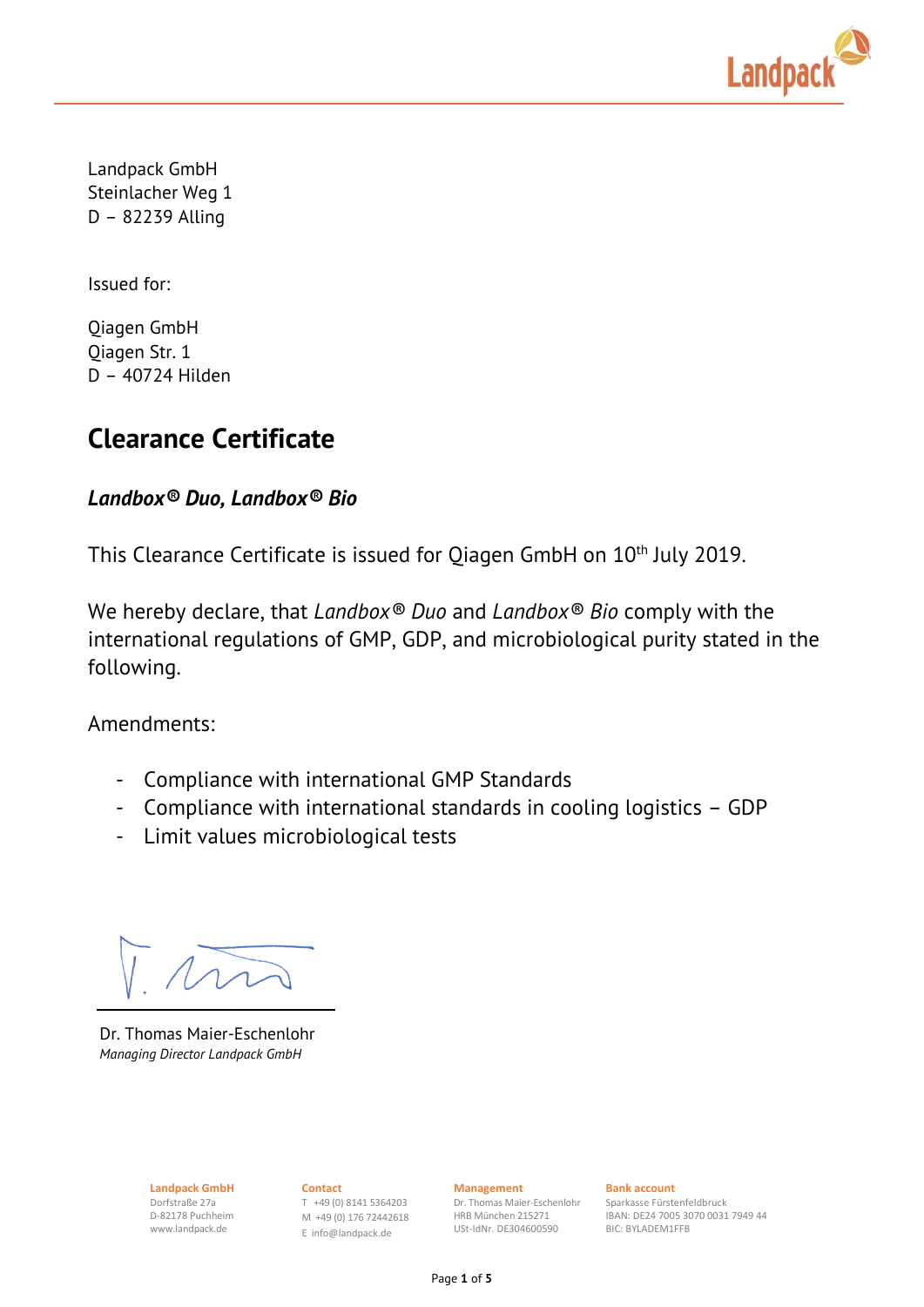Landpack GmbH
Steinlacher Weg 1
D – 82239 Alling

Issued for:

Qiagen GmbH
Qiagen Str. 1
D – 40724 Hilden

# Clearance Certificate

### *Landbox® Duo, Landbox® Bio*

This Clearance Certificate is issued for Qiagen GmbH on 10th July 2019.

We hereby declare, that *Landbox® Duo* and *Landbox® Bio* comply with the international regulations of GMP, GDP, and microbiological purity stated in the following.

Amendments:

- Compliance with international GMP Standards
- Compliance with international standards in cooling logistics – GDP
- Limit values microbiological tests

Dr. Thomas Maier-Eschenlohr
*Managing Director Landpack GmbH*

**Landpack GmbH**
Dorfstraße 27a
D-82178 Puchheim
www.landpack.de

**Contact**
T +49 (0) 8141 5364203
M +49 (0) 176 72442618
E info@landpack.de

**Management**
Dr. Thomas Maier-Eschenlohr
HRB München 215271
USt-IdNr. DE304600590

**Bank account**
Sparkasse Fürstenfeldbruck
IBAN: DE24 7005 3070 0031 7949 44
BIC: BYLADEM1FFB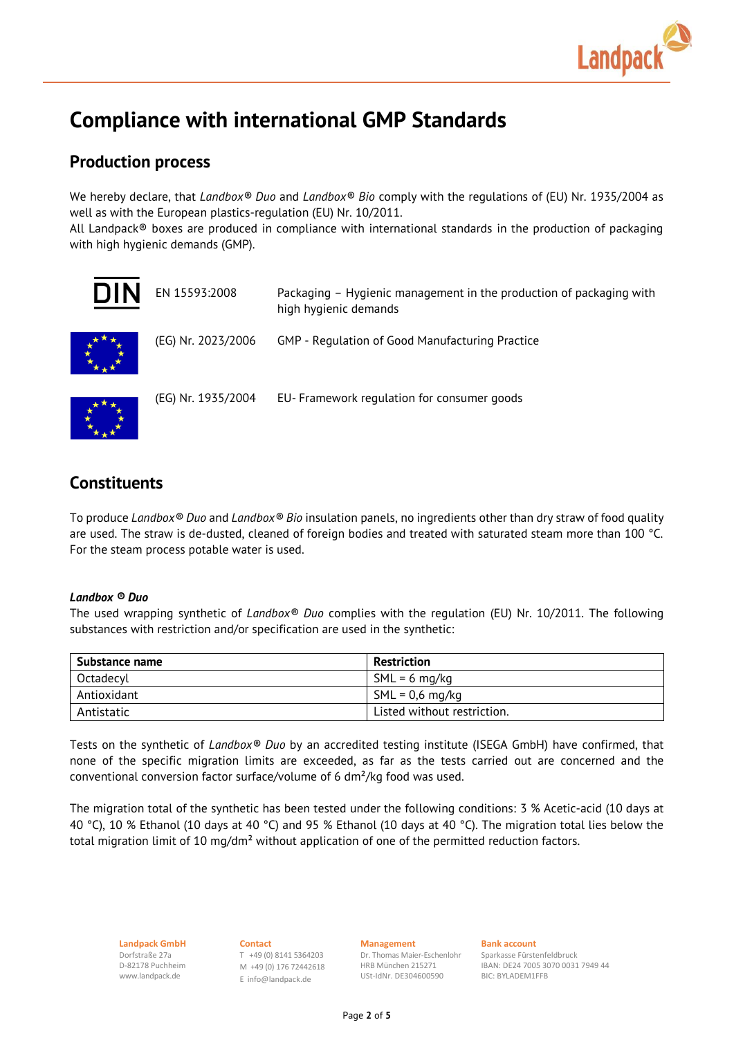# Compliance with international GMP Standards

## Production process

We hereby declare, that *Landbox® Duo* and *Landbox® Bio* comply with the regulations of (EU) Nr. 1935/2004 as well as with the European plastics-regulation (EU) Nr. 10/2011.
All Landpack® boxes are produced in compliance with international standards in the production of packaging with high hygienic demands (GMP).

| | | |
|---|---|---|
| DIN | EN 15593:2008 | Packaging – Hygienic management in the production of packaging with high hygienic demands |
| | (EG) Nr. 2023/2006 | GMP - Regulation of Good Manufacturing Practice |
| | (EG) Nr. 1935/2004 | EU- Framework regulation for consumer goods |

## Constituents

To produce *Landbox® Duo* and *Landbox® Bio* insulation panels, no ingredients other than dry straw of food quality are used. The straw is de-dusted, cleaned of foreign bodies and treated with saturated steam more than 100 °C. For the steam process potable water is used.

***Landbox ® Duo***
The used wrapping synthetic of *Landbox® Duo* complies with the regulation (EU) Nr. 10/2011. The following substances with restriction and/or specification are used in the synthetic:

| Substance name | Restriction |
|---|---|
| Octadecyl | SML = 6 mg/kg |
| Antioxidant | SML = 0,6 mg/kg |
| Antistatic | Listed without restriction. |

Tests on the synthetic of *Landbox® Duo* by an accredited testing institute (ISEGA GmbH) have confirmed, that none of the specific migration limits are exceeded, as far as the tests carried out are concerned and the conventional conversion factor surface/volume of 6 dm²/kg food was used.

The migration total of the synthetic has been tested under the following conditions: 3 % Acetic-acid (10 days at 40 °C), 10 % Ethanol (10 days at 40 °C) and 95 % Ethanol (10 days at 40 °C). The migration total lies below the total migration limit of 10 mg/dm² without application of one of the permitted reduction factors.

**Landpack GmbH**
Dorfstraße 27a
D-82178 Puchheim
www.landpack.de

**Contact**
T +49 (0) 8141 5364203
M +49 (0) 176 72442618
E info@landpack.de

**Management**
Dr. Thomas Maier-Eschenlohr
HRB München 215271
USt-IdNr. DE304600590

**Bank account**
Sparkasse Fürstenfeldbruck
IBAN: DE24 7005 3070 0031 7949 44
BIC: BYLADEM1FFB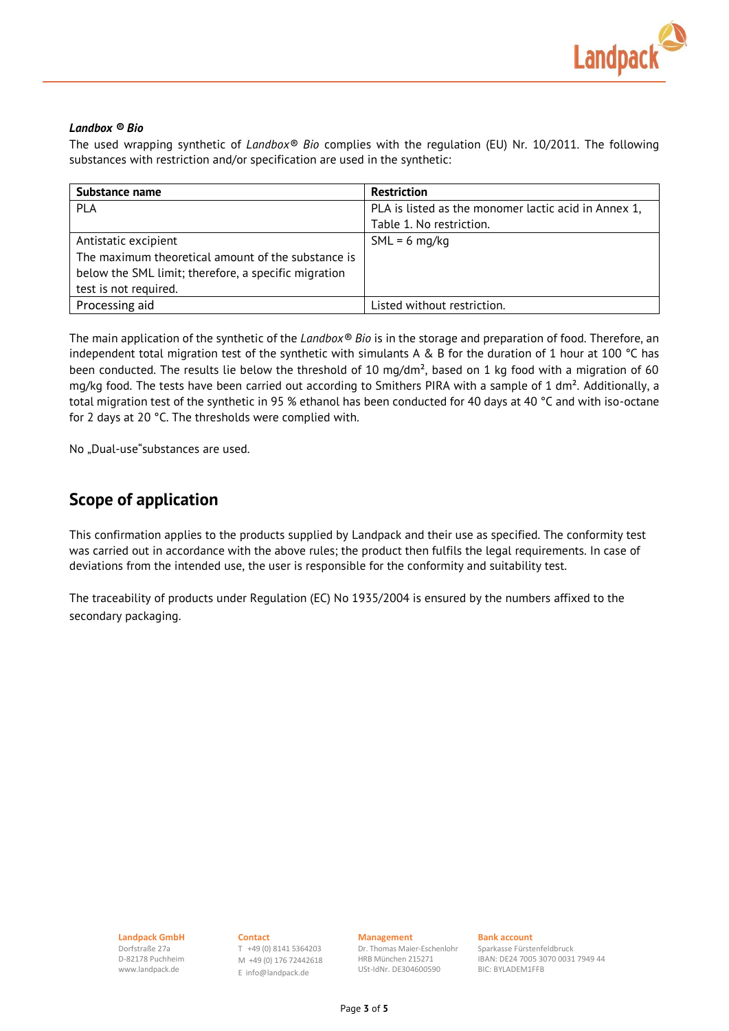***Landbox ® Bio***

The used wrapping synthetic of *Landbox® Bio* complies with the regulation (EU) Nr. 10/2011. The following substances with restriction and/or specification are used in the synthetic:

| Substance name | Restriction |
|---|---|
| PLA | PLA is listed as the monomer lactic acid in Annex 1, Table 1. No restriction. |
| Antistatic excipient<br>The maximum theoretical amount of the substance is below the SML limit; therefore, a specific migration test is not required. | SML = 6 mg/kg |
| Processing aid | Listed without restriction. |

The main application of the synthetic of the *Landbox® Bio* is in the storage and preparation of food. Therefore, an independent total migration test of the synthetic with simulants A & B for the duration of 1 hour at 100 °C has been conducted. The results lie below the threshold of 10 mg/dm², based on 1 kg food with a migration of 60 mg/kg food. The tests have been carried out according to Smithers PIRA with a sample of 1 dm². Additionally, a total migration test of the synthetic in 95 % ethanol has been conducted for 40 days at 40 °C and with iso-octane for 2 days at 20 °C. The thresholds were complied with.

No „Dual-use"substances are used.

## Scope of application

This confirmation applies to the products supplied by Landpack and their use as specified. The conformity test was carried out in accordance with the above rules; the product then fulfils the legal requirements. In case of deviations from the intended use, the user is responsible for the conformity and suitability test.

The traceability of products under Regulation (EC) No 1935/2004 is ensured by the numbers affixed to the secondary packaging.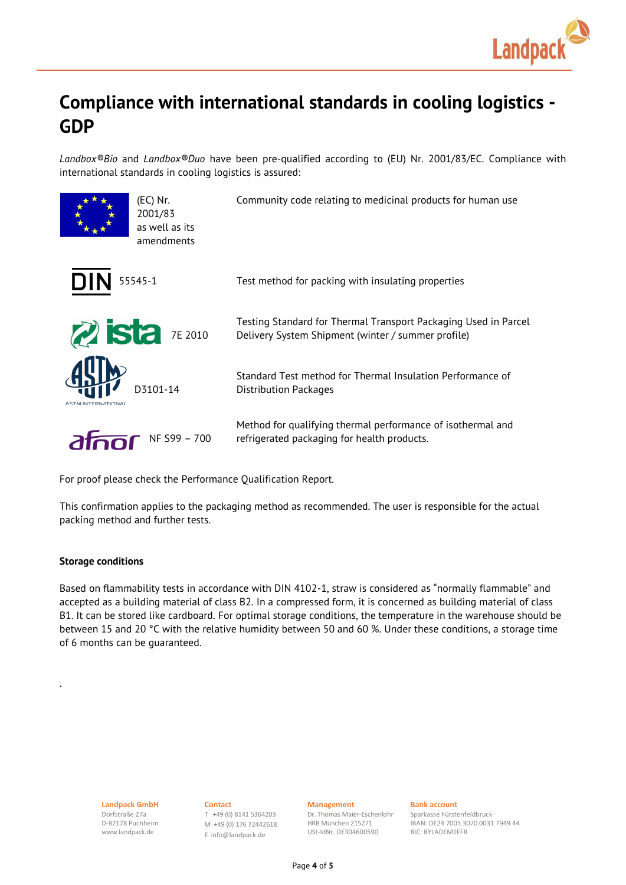# Compliance with international standards in cooling logistics - GDP

*Landbox®Bio* and *Landbox®Duo* have been pre-qualified according to (EU) Nr. 2001/83/EC. Compliance with international standards in cooling logistics is assured:

| Standard | Description |
|---|---|
| (EC) Nr. 2001/83 as well as its amendments | Community code relating to medicinal products for human use |
| DIN 55545-1 | Test method for packing with insulating properties |
| ista 7E 2010 | Testing Standard for Thermal Transport Packaging Used in Parcel Delivery System Shipment (winter / summer profile) |
| ASTM D3101-14 | Standard Test method for Thermal Insulation Performance of Distribution Packages |
| afnor NF S99 – 700 | Method for qualifying thermal performance of isothermal and refrigerated packaging for health products. |

For proof please check the Performance Qualification Report.

This confirmation applies to the packaging method as recommended. The user is responsible for the actual packing method and further tests.

**Storage conditions**

Based on flammability tests in accordance with DIN 4102-1, straw is considered as "normally flammable" and accepted as a building material of class B2. In a compressed form, it is concerned as building material of class B1. It can be stored like cardboard. For optimal storage conditions, the temperature in the warehouse should be between 15 and 20 °C with the relative humidity between 50 and 60 %. Under these conditions, a storage time of 6 months can be guaranteed.

.

**Landpack GmbH**
Dorfstraße 27a
D-82178 Puchheim
www.landpack.de

**Contact**
T +49 (0) 8141 5364203
M +49 (0) 176 72442618
E info@landpack.de

**Management**
Dr. Thomas Maier-Eschenlohr
HRB München 215271
USt-IdNr. DE304600590

**Bank account**
Sparkasse Fürstenfeldbruck
IBAN: DE24 7005 3070 0031 7949 44
BIC: BYLADEM1FFB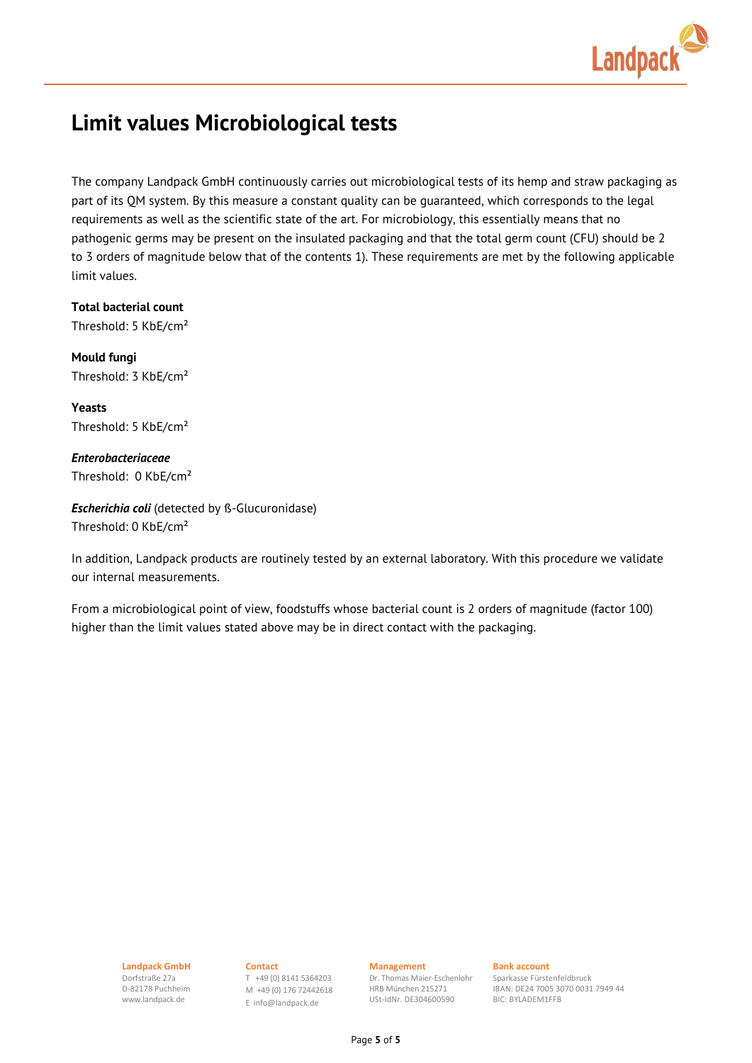# Limit values Microbiological tests

The company Landpack GmbH continuously carries out microbiological tests of its hemp and straw packaging as part of its QM system. By this measure a constant quality can be guaranteed, which corresponds to the legal requirements as well as the scientific state of the art. For microbiology, this essentially means that no pathogenic germs may be present on the insulated packaging and that the total germ count (CFU) should be 2 to 3 orders of magnitude below that of the contents 1). These requirements are met by the following applicable limit values.

**Total bacterial count**
Threshold: 5 KbE/cm²

**Mould fungi**
Threshold: 3 KbE/cm²

**Yeasts**
Threshold: 5 KbE/cm²

***Enterobacteriaceae***
Threshold: 0 KbE/cm²

***Escherichia coli*** (detected by ß-Glucuronidase)
Threshold: 0 KbE/cm²

In addition, Landpack products are routinely tested by an external laboratory. With this procedure we validate our internal measurements.

From a microbiological point of view, foodstuffs whose bacterial count is 2 orders of magnitude (factor 100) higher than the limit values stated above may be in direct contact with the packaging.

**Landpack GmbH**
Dorfstraße 27a
D-82178 Puchheim
www.landpack.de

**Contact**
T +49 (0) 8141 5364203
M +49 (0) 176 72442618
E info@landpack.de

**Management**
Dr. Thomas Maier-Eschenlohr
HRB München 215271
USt-IdNr. DE304600590

**Bank account**
Sparkasse Fürstenfeldbruck
IBAN: DE24 7005 3070 0031 7949 44
BIC: BYLADEM1FFB